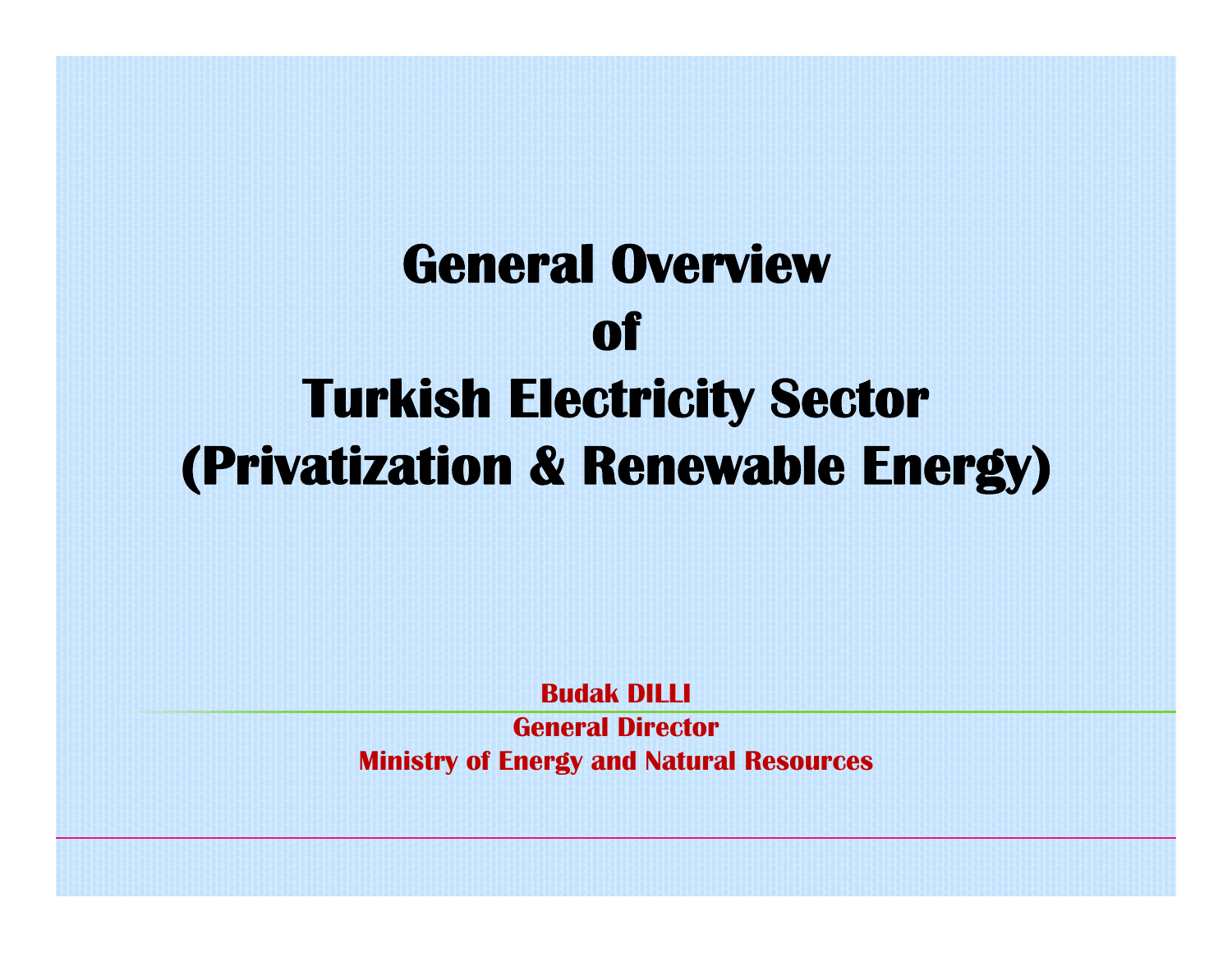# General Overview of Turkish Electricity Sector (Privatization & Renewable Energy)

**Budak DILLI**
**General Director**
**Ministry of Energy and Natural Resources**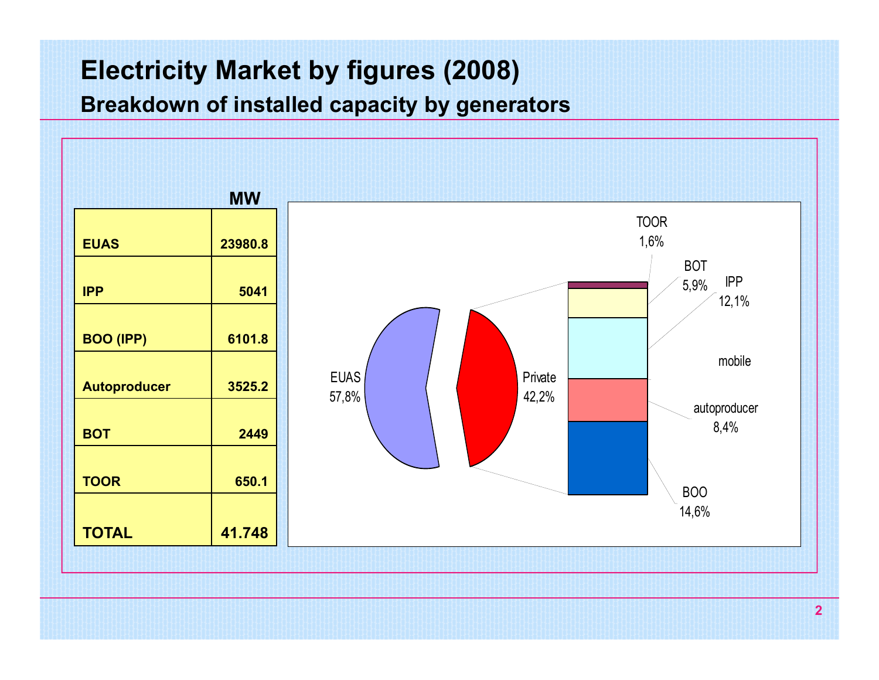# Electricity Market by figures (2008)

## Breakdown of installed capacity by generators

| | MW |
|---|---|
| **EUAS** | **23980.8** |
| **IPP** | **5041** |
| **BOO (IPP)** | **6101.8** |
| **Autoproducer** | **3525.2** |
| **BOT** | **2449** |
| **TOOR** | **650.1** |
| **TOTAL** | **41.748** |

EUAS 57,8%

Private 42,2%

TOOR 1,6%

BOT 5,9%

IPP 12,1%

mobile

autoproducer 8,4%

BOO 14,6%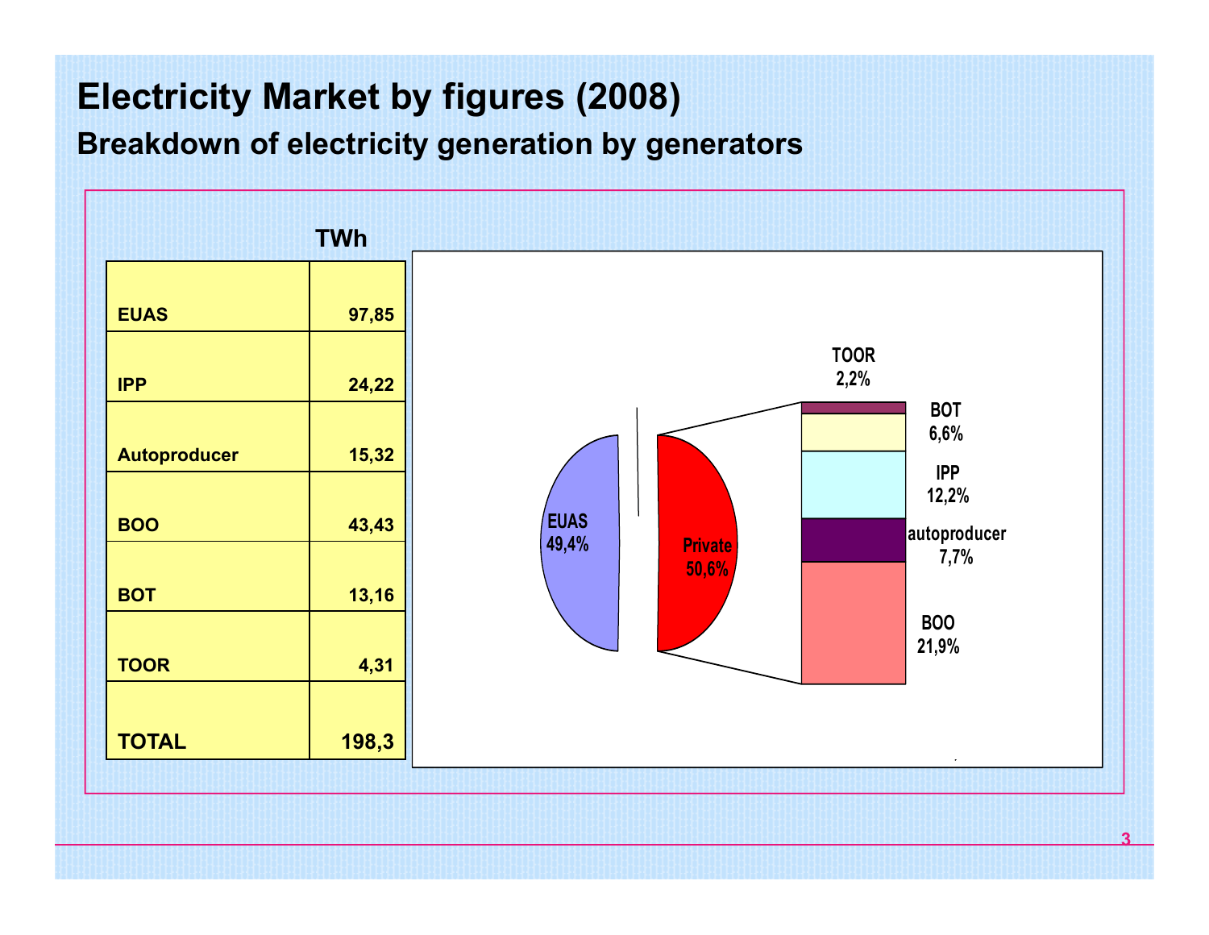# Electricity Market by figures (2008)

## Breakdown of electricity generation by generators

| | TWh |
|---|---|
| **EUAS** | **97,85** |
| **IPP** | **24,22** |
| **Autoproducer** | **15,32** |
| **BOO** | **43,43** |
| **BOT** | **13,16** |
| **TOOR** | **4,31** |
| **TOTAL** | **198,3** |

EUAS 49,4%
Private 50,6%

TOOR 2,2%
BOT 6,6%
IPP 12,2%
autoproducer 7,7%
BOO 21,9%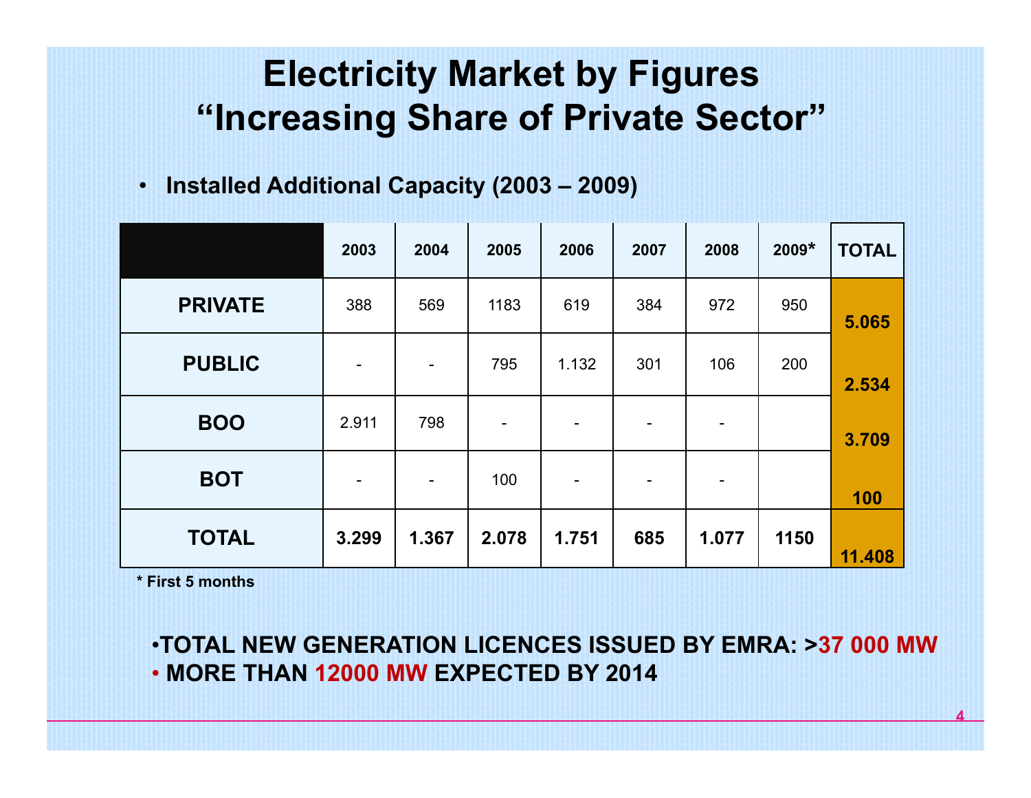# Electricity Market by Figures
# "Increasing Share of Private Sector"

- **Installed Additional Capacity (2003 – 2009)**

| | 2003 | 2004 | 2005 | 2006 | 2007 | 2008 | 2009* | TOTAL |
|---|---|---|---|---|---|---|---|---|
| **PRIVATE** | 388 | 569 | 1183 | 619 | 384 | 972 | 950 | **5.065** |
| **PUBLIC** | - | - | 795 | 1.132 | 301 | 106 | 200 | **2.534** |
| **BOO** | 2.911 | 798 | - | - | - | - | | **3.709** |
| **BOT** | - | - | 100 | - | - | - | | **100** |
| **TOTAL** | **3.299** | **1.367** | **2.078** | **1.751** | **685** | **1.077** | **1150** | **11.408** |

**\* First 5 months**

- **TOTAL NEW GENERATION LICENCES ISSUED BY EMRA: >37 000 MW**
- **MORE THAN 12000 MW EXPECTED BY 2014**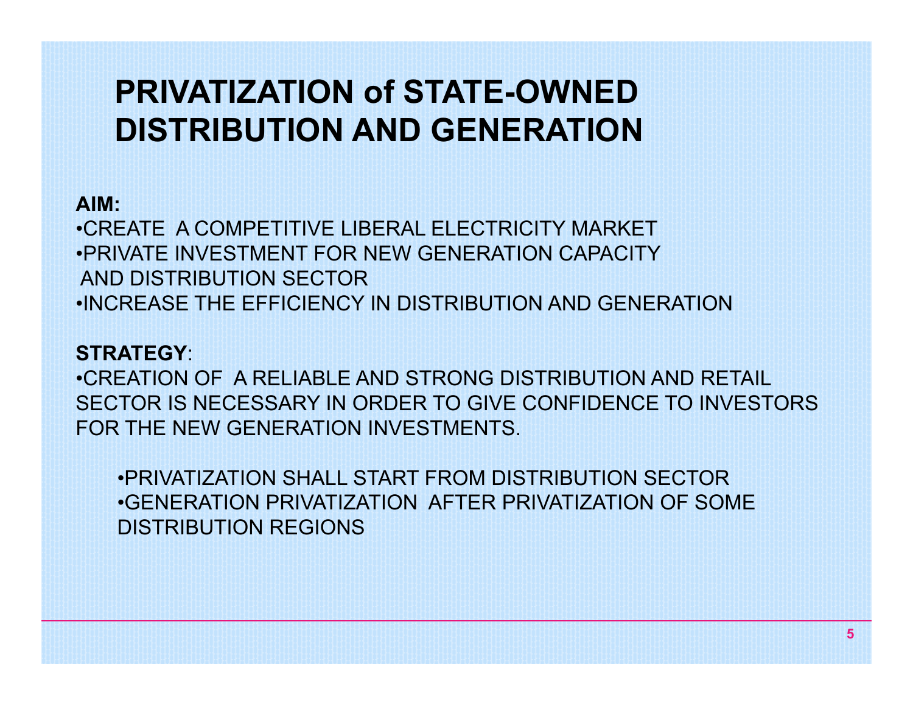# PRIVATIZATION of STATE-OWNED DISTRIBUTION AND GENERATION

**AIM:**

- CREATE A COMPETITIVE LIBERAL ELECTRICITY MARKET
- PRIVATE INVESTMENT FOR NEW GENERATION CAPACITY AND DISTRIBUTION SECTOR
- INCREASE THE EFFICIENCY IN DISTRIBUTION AND GENERATION

**STRATEGY**:

- CREATION OF A RELIABLE AND STRONG DISTRIBUTION AND RETAIL SECTOR IS NECESSARY IN ORDER TO GIVE CONFIDENCE TO INVESTORS FOR THE NEW GENERATION INVESTMENTS.
    - PRIVATIZATION SHALL START FROM DISTRIBUTION SECTOR
    - GENERATION PRIVATIZATION AFTER PRIVATIZATION OF SOME DISTRIBUTION REGIONS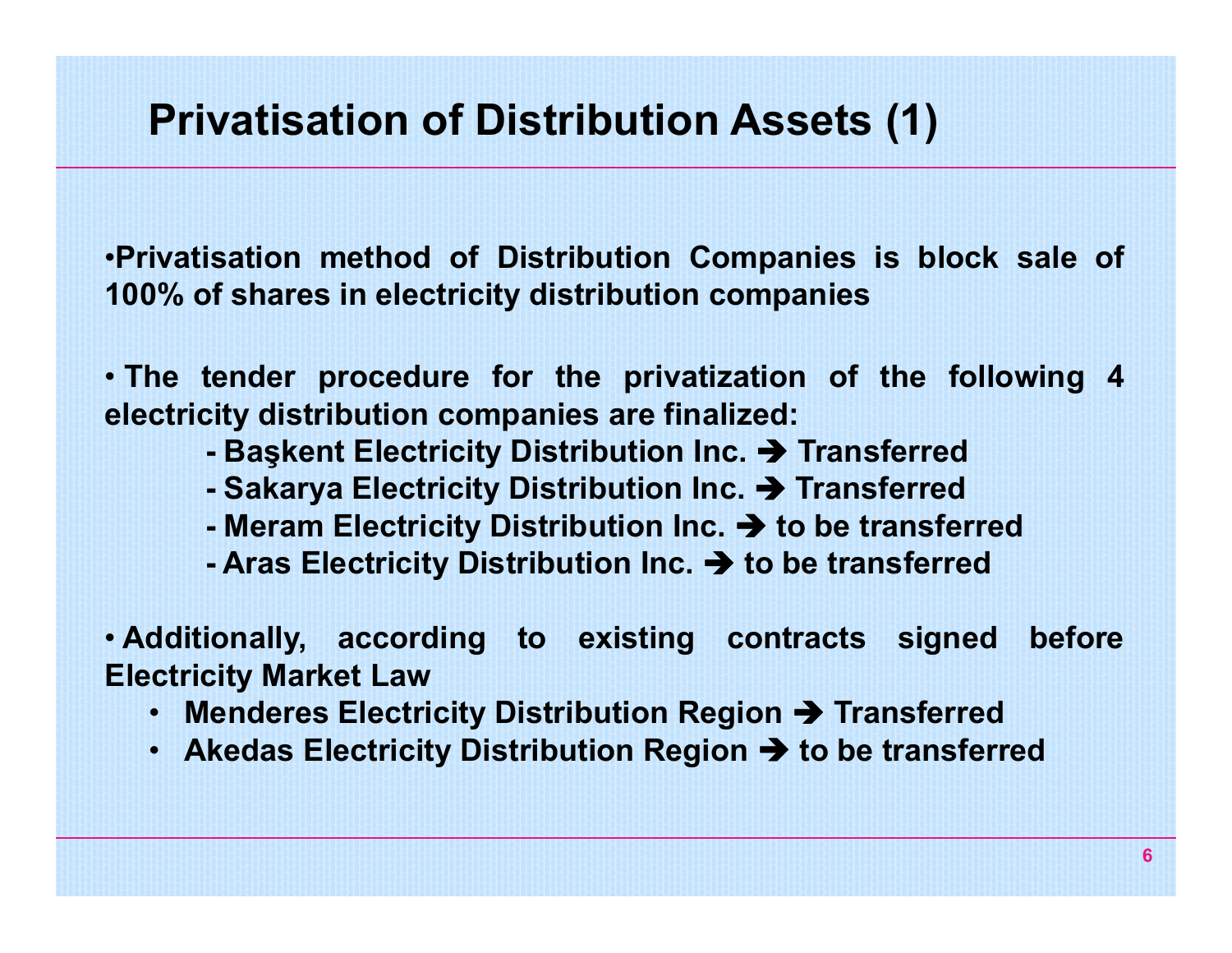# Privatisation of Distribution Assets (1)

- Privatisation method of Distribution Companies is block sale of 100% of shares in electricity distribution companies

- The tender procedure for the privatization of the following 4 electricity distribution companies are finalized:
  - Başkent Electricity Distribution Inc. ➔ Transferred
  - Sakarya Electricity Distribution Inc. ➔ Transferred
  - Meram Electricity Distribution Inc. ➔ to be transferred
  - Aras Electricity Distribution Inc. ➔ to be transferred

- Additionally, according to existing contracts signed before Electricity Market Law
  - Menderes Electricity Distribution Region ➔ Transferred
  - Akedas Electricity Distribution Region ➔ to be transferred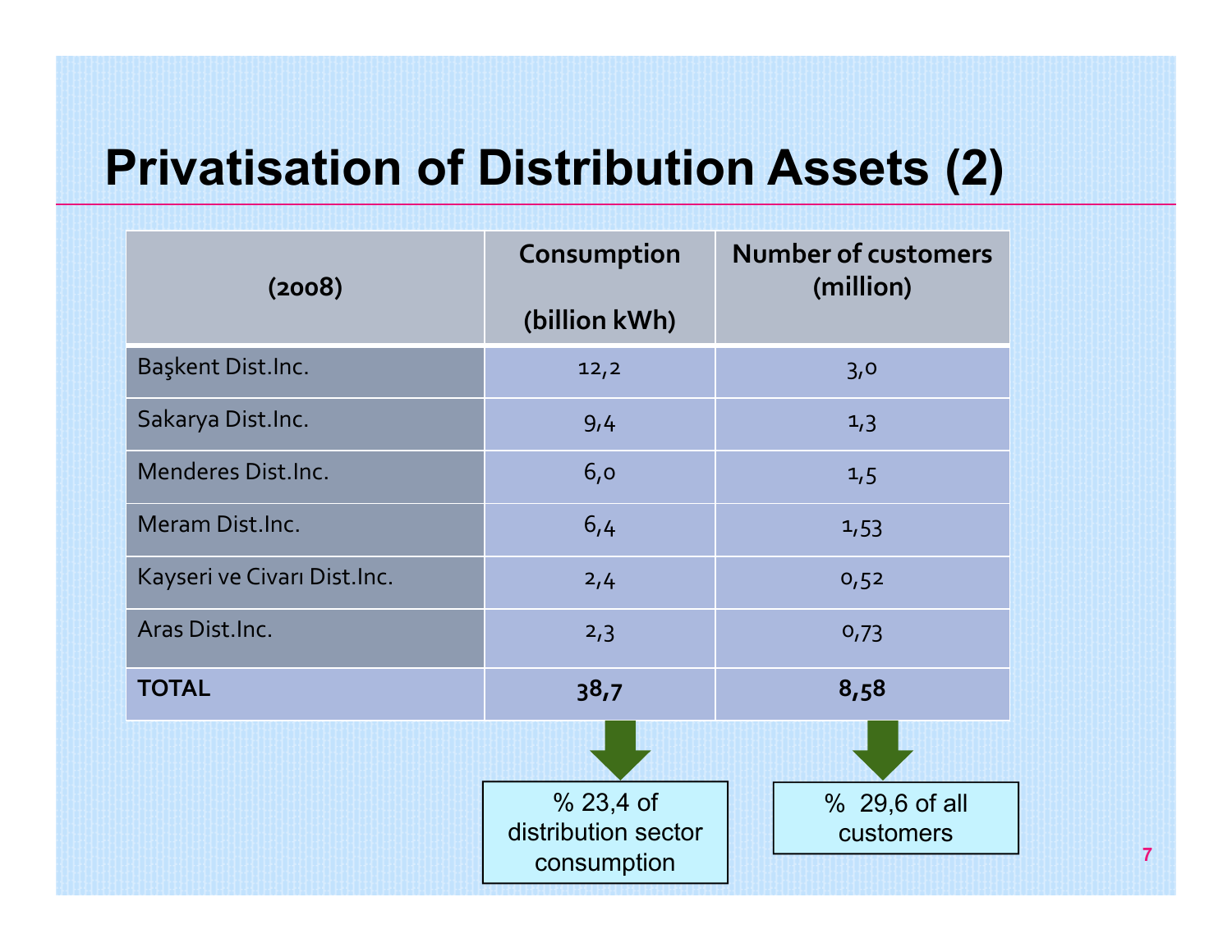# Privatisation of Distribution Assets (2)

| (2008) | Consumption (billion kWh) | Number of customers (million) |
|---|---|---|
| Başkent Dist.Inc. | 12,2 | 3,0 |
| Sakarya Dist.Inc. | 9,4 | 1,3 |
| Menderes Dist.Inc. | 6,0 | 1,5 |
| Meram Dist.Inc. | 6,4 | 1,53 |
| Kayseri ve Civarı Dist.Inc. | 2,4 | 0,52 |
| Aras Dist.Inc. | 2,3 | 0,73 |
| **TOTAL** | **38,7** | **8,58** |

% 23,4 of distribution sector consumption

% 29,6 of all customers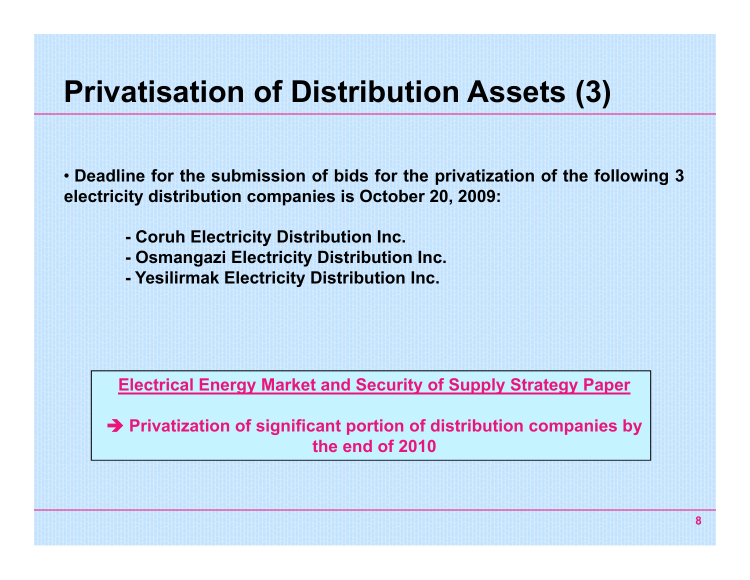# Privatisation of Distribution Assets (3)

- **Deadline for the submission of bids for the privatization of the following 3 electricity distribution companies is October 20, 2009:**

  - **Coruh Electricity Distribution Inc.**
  - **Osmangazi Electricity Distribution Inc.**
  - **Yesilirmak Electricity Distribution Inc.**

**Electrical Energy Market and Security of Supply Strategy Paper**

**➔ Privatization of significant portion of distribution companies by the end of 2010**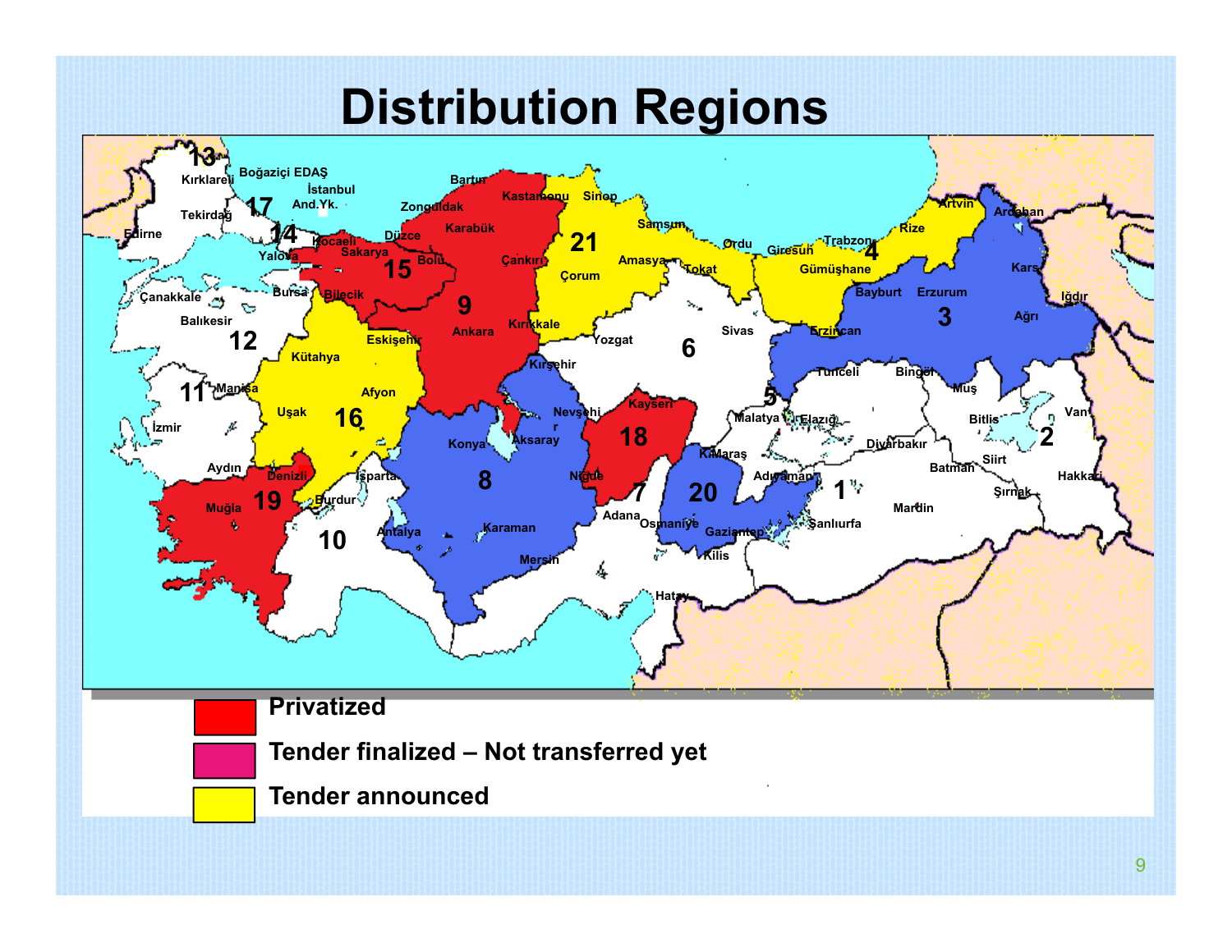# Distribution Regions

- Privatized
- Tender finalized – Not transferred yet
- Tender announced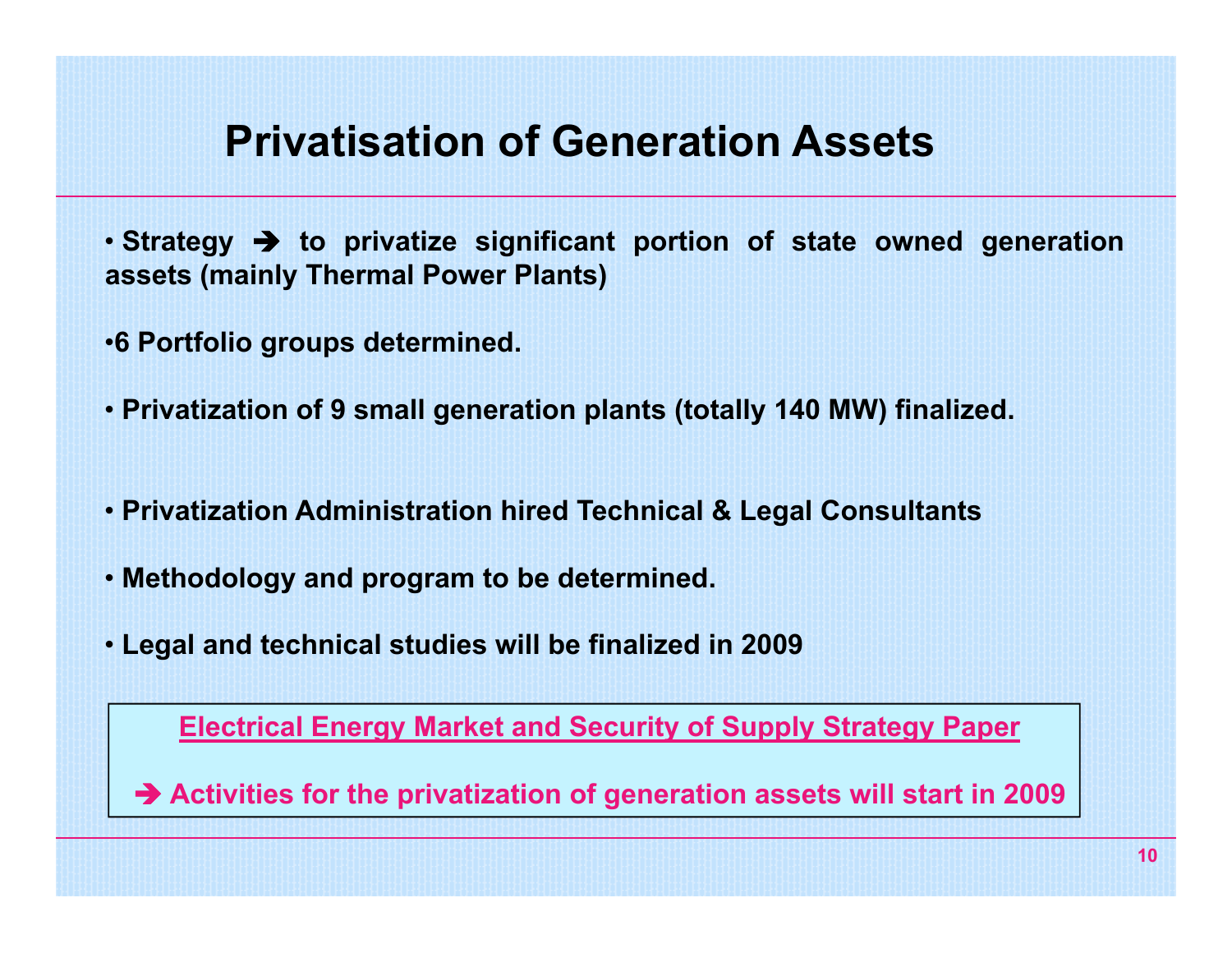# Privatisation of Generation Assets

- **Strategy ➔ to privatize significant portion of state owned generation assets (mainly Thermal Power Plants)**
- **6 Portfolio groups determined.**
- **Privatization of 9 small generation plants (totally 140 MW) finalized.**
- **Privatization Administration hired Technical & Legal Consultants**
- **Methodology and program to be determined.**
- **Legal and technical studies will be finalized in 2009**

**Electrical Energy Market and Security of Supply Strategy Paper**

**➔ Activities for the privatization of generation assets will start in 2009**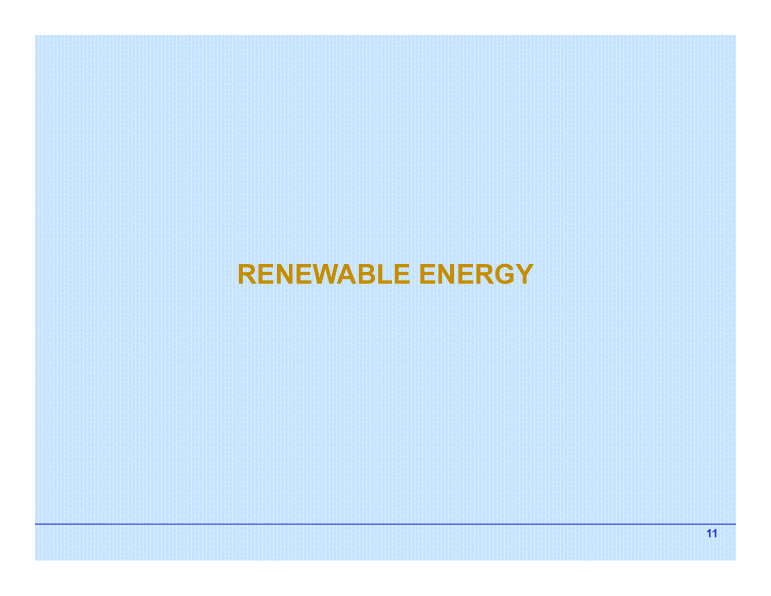# RENEWABLE ENERGY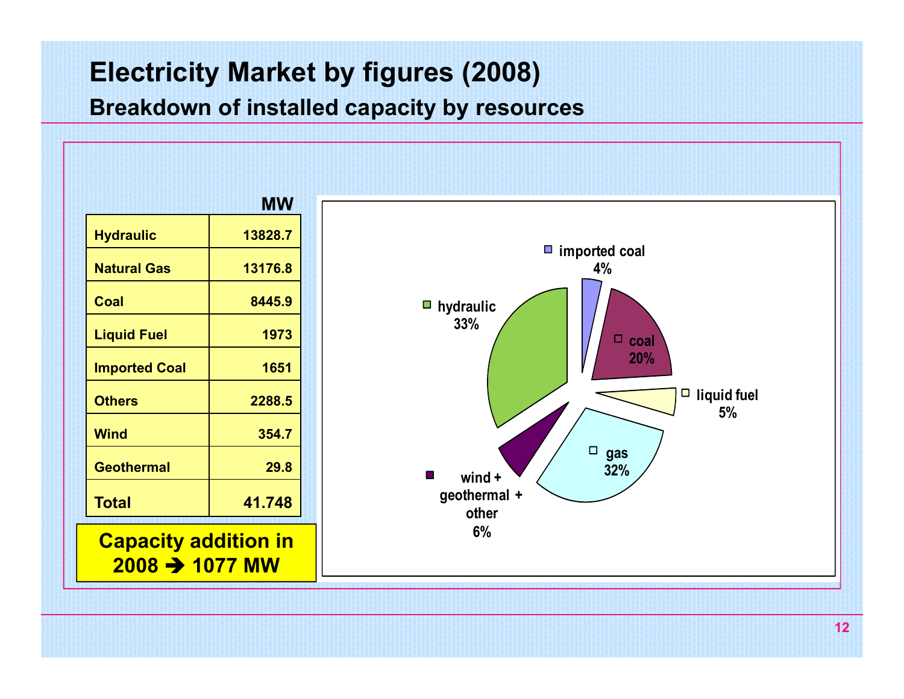# Electricity Market by figures (2008)

## Breakdown of installed capacity by resources

| | MW |
|---|---|
| Hydraulic | 13828.7 |
| Natural Gas | 13176.8 |
| Coal | 8445.9 |
| Liquid Fuel | 1973 |
| Imported Coal | 1651 |
| Others | 2288.5 |
| Wind | 354.7 |
| Geothermal | 29.8 |
| **Total** | **41.748** |

**Capacity addition in 2008 ➔ 1077 MW**

- imported coal 4%
- coal 20%
- liquid fuel 5%
- gas 32%
- wind + geothermal + other 6%
- hydraulic 33%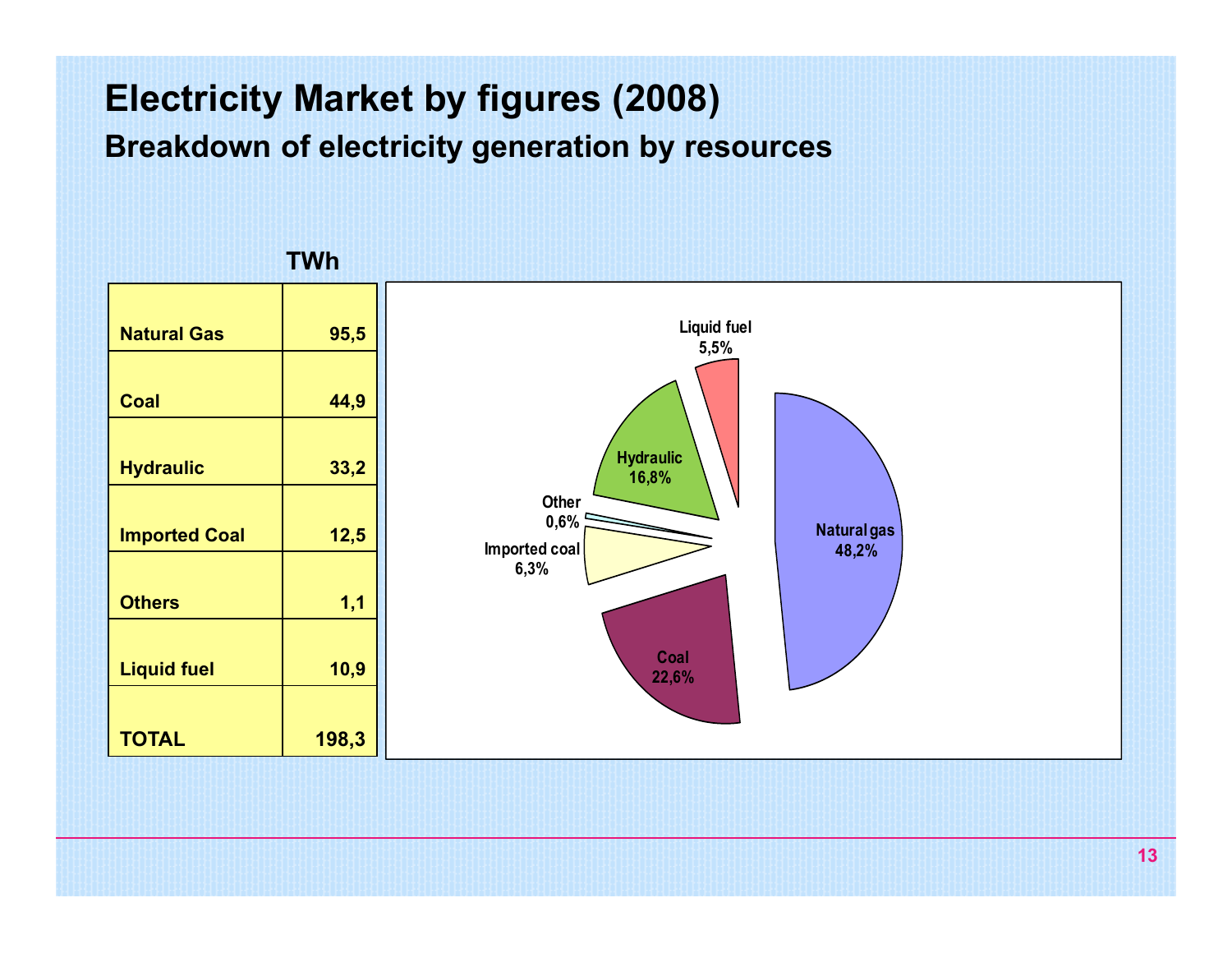# Electricity Market by figures (2008)

## Breakdown of electricity generation by resources

| | TWh |
|---|---|
| Natural Gas | 95,5 |
| Coal | 44,9 |
| Hydraulic | 33,2 |
| Imported Coal | 12,5 |
| Others | 1,1 |
| Liquid fuel | 10,9 |
| TOTAL | 198,3 |

Liquid fuel 5,5%

Hydraulic 16,8%

Other 0,6%

Imported coal 6,3%

Coal 22,6%

Natural gas 48,2%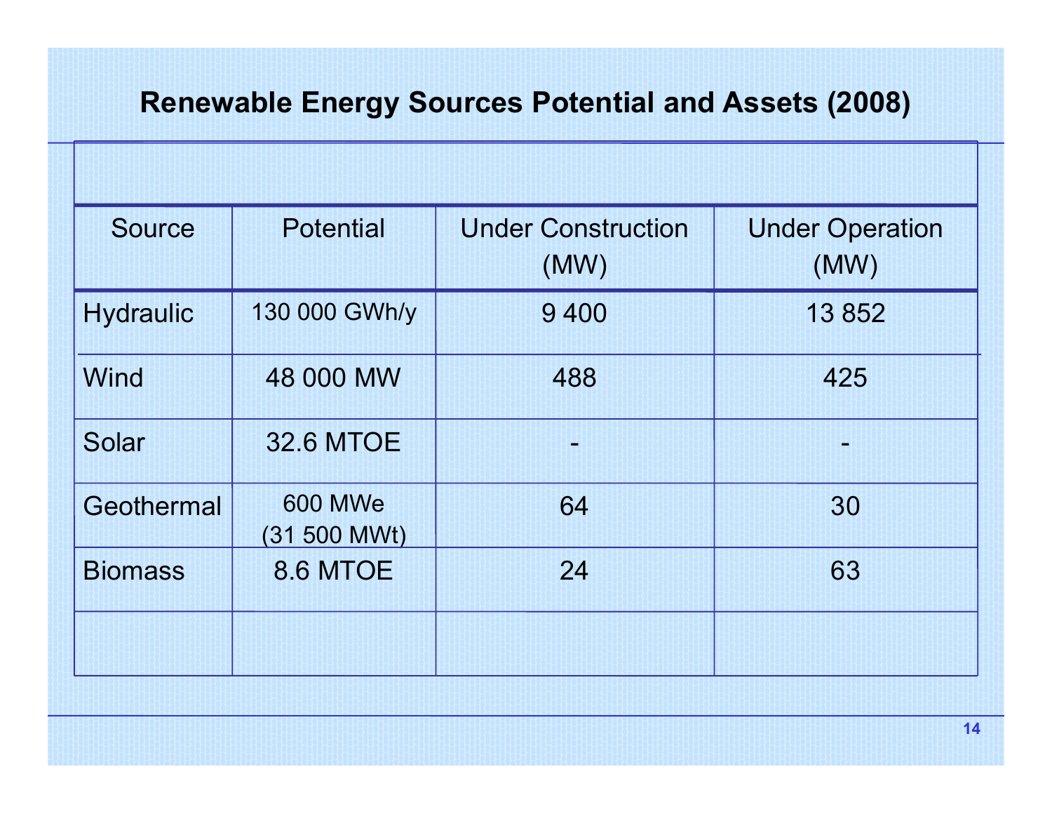## Renewable Energy Sources Potential and Assets (2008)

| Source | Potential | Under Construction (MW) | Under Operation (MW) |
|---|---|---|---|
| Hydraulic | 130 000 GWh/y | 9 400 | 13 852 |
| Wind | 48 000 MW | 488 | 425 |
| Solar | 32.6 MTOE | - | - |
| Geothermal | 600 MWe (31 500 MWt) | 64 | 30 |
| Biomass | 8.6 MTOE | 24 | 63 |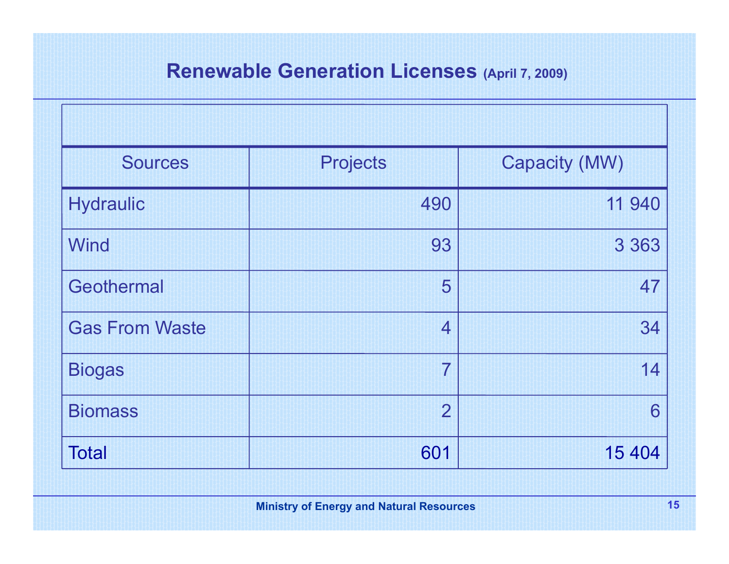## Renewable Generation Licenses (April 7, 2009)

| Sources | Projects | Capacity (MW) |
|---|---:|---:|
| Hydraulic | 490 | 11 940 |
| Wind | 93 | 3 363 |
| Geothermal | 5 | 47 |
| Gas From Waste | 4 | 34 |
| Biogas | 7 | 14 |
| Biomass | 2 | 6 |
| Total | 601 | 15 404 |

Ministry of Energy and Natural Resources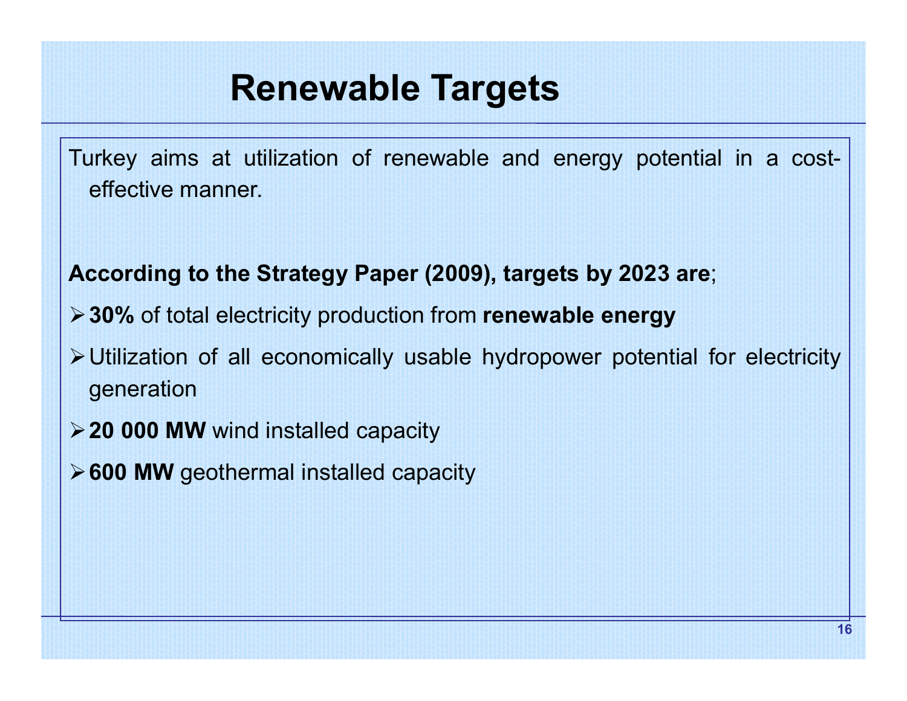# Renewable Targets

Turkey aims at utilization of renewable and energy potential in a cost-effective manner.

**According to the Strategy Paper (2009), targets by 2023 are**;

- **30%** of total electricity production from **renewable energy**
- Utilization of all economically usable hydropower potential for electricity generation
- **20 000 MW** wind installed capacity
- **600 MW** geothermal installed capacity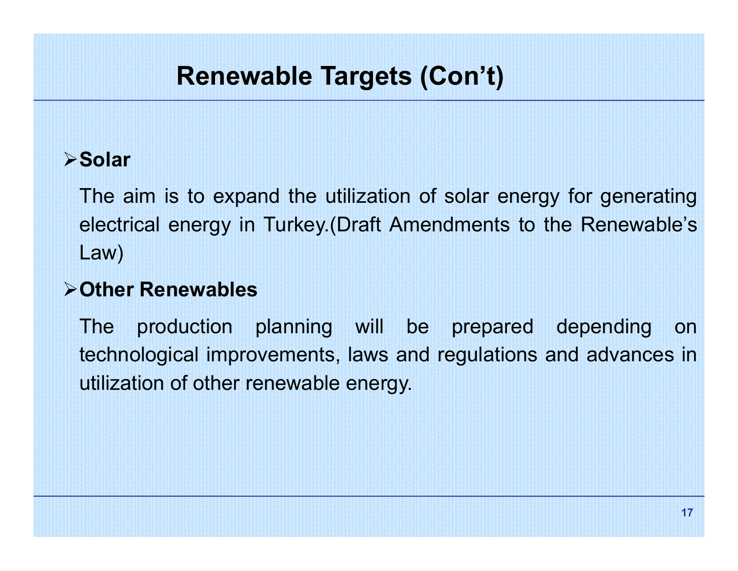# Renewable Targets (Con't)

- **Solar**

  The aim is to expand the utilization of solar energy for generating electrical energy in Turkey.(Draft Amendments to the Renewable's Law)

- **Other Renewables**

  The production planning will be prepared depending on technological improvements, laws and regulations and advances in utilization of other renewable energy.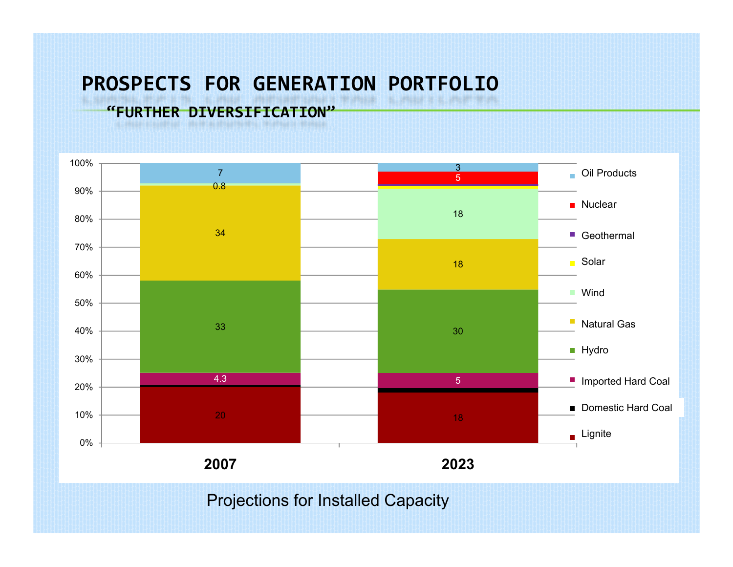# PROSPECTS FOR GENERATION PORTFOLIO

## "FURTHER DIVERSIFICATION"

| | 2007 | 2023 |
|---|---|---|
| Oil Products | 7 | 3 |
| Nuclear | | 5 |
| Geothermal | 0.8 | |
| Solar | | |
| Wind | | 18 |
| Natural Gas | 34 | 18 |
| Hydro | 33 | 30 |
| Imported Hard Coal | 4.3 | 5 |
| Domestic Hard Coal | | |
| Lignite | 20 | 18 |

Projections for Installed Capacity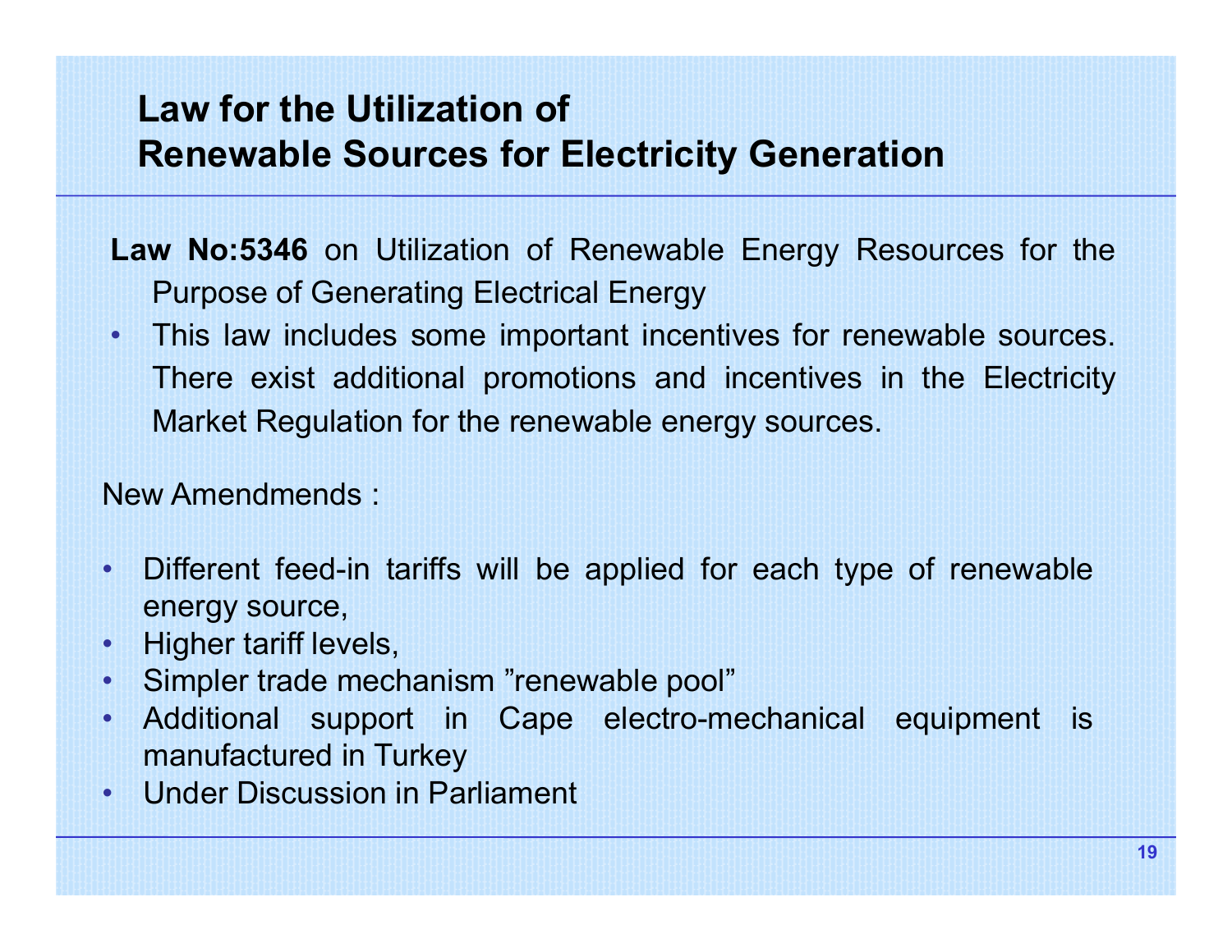# Law for the Utilization of Renewable Sources for Electricity Generation

**Law No:5346** on Utilization of Renewable Energy Resources for the Purpose of Generating Electrical Energy

- This law includes some important incentives for renewable sources. There exist additional promotions and incentives in the Electricity Market Regulation for the renewable energy sources.

New Amendmends :

- Different feed-in tariffs will be applied for each type of renewable energy source,
- Higher tariff levels,
- Simpler trade mechanism ”renewable pool”
- Additional support in Cape electro-mechanical equipment is manufactured in Turkey
- Under Discussion in Parliament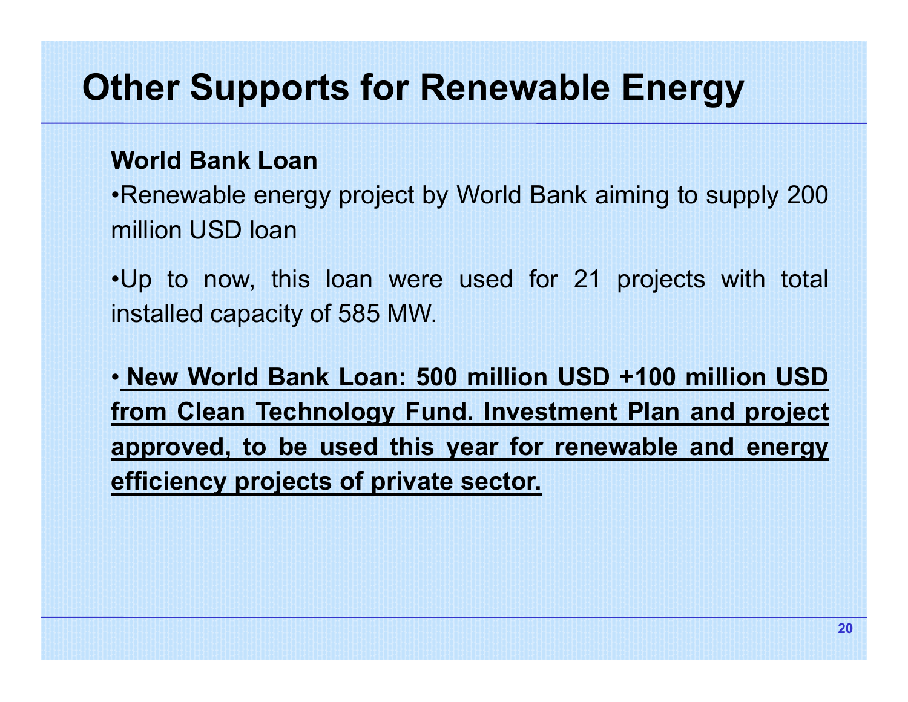# Other Supports for Renewable Energy

**World Bank Loan**

- Renewable energy project by World Bank aiming to supply 200 million USD loan

- Up to now, this loan were used for 21 projects with total installed capacity of 585 MW.

- <u>**New World Bank Loan: 500 million USD +100 million USD from Clean Technology Fund. Investment Plan and project approved, to be used this year for renewable and energy efficiency projects of private sector.**</u>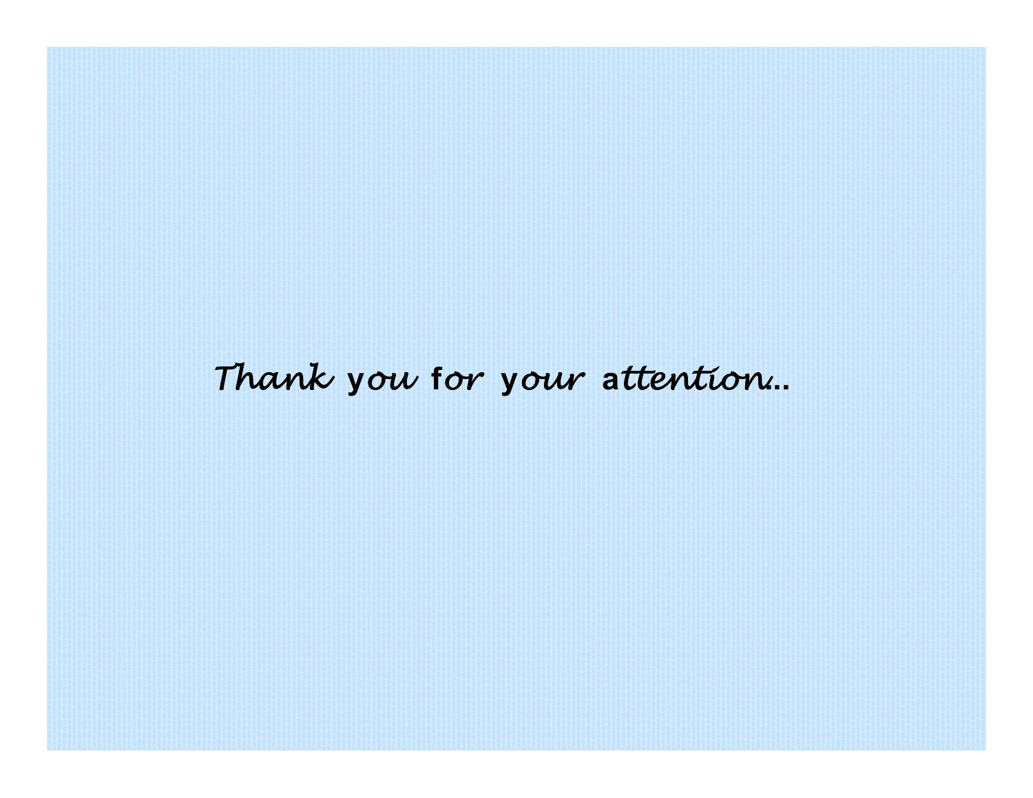*Thank you for your attention..*